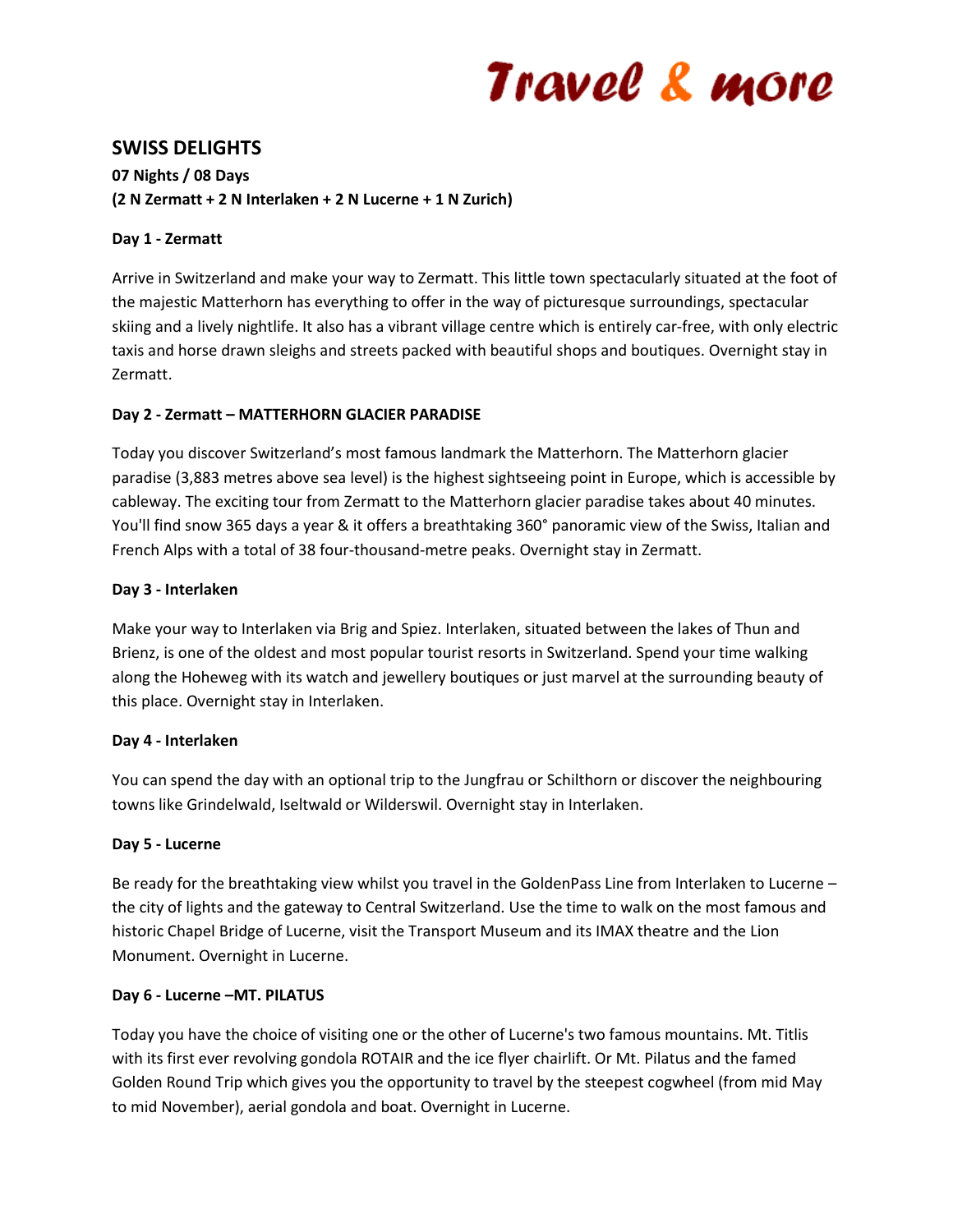Travel & more

# SWISS DELIGHTS

**07 Nights / 08 Days**
**(2 N Zermatt + 2 N Interlaken + 2 N Lucerne + 1 N Zurich)**

**Day 1 - Zermatt**

Arrive in Switzerland and make your way to Zermatt. This little town spectacularly situated at the foot of the majestic Matterhorn has everything to offer in the way of picturesque surroundings, spectacular skiing and a lively nightlife. It also has a vibrant village centre which is entirely car-free, with only electric taxis and horse drawn sleighs and streets packed with beautiful shops and boutiques. Overnight stay in Zermatt.

**Day 2 - Zermatt – MATTERHORN GLACIER PARADISE**

Today you discover Switzerland's most famous landmark the Matterhorn. The Matterhorn glacier paradise (3,883 metres above sea level) is the highest sightseeing point in Europe, which is accessible by cableway. The exciting tour from Zermatt to the Matterhorn glacier paradise takes about 40 minutes. You'll find snow 365 days a year & it offers a breathtaking 360° panoramic view of the Swiss, Italian and French Alps with a total of 38 four-thousand-metre peaks. Overnight stay in Zermatt.

**Day 3 - Interlaken**

Make your way to Interlaken via Brig and Spiez. Interlaken, situated between the lakes of Thun and Brienz, is one of the oldest and most popular tourist resorts in Switzerland. Spend your time walking along the Hoheweg with its watch and jewellery boutiques or just marvel at the surrounding beauty of this place. Overnight stay in Interlaken.

**Day 4 - Interlaken**

You can spend the day with an optional trip to the Jungfrau or Schilthorn or discover the neighbouring towns like Grindelwald, Iseltwald or Wilderswil. Overnight stay in Interlaken.

**Day 5 - Lucerne**

Be ready for the breathtaking view whilst you travel in the GoldenPass Line from Interlaken to Lucerne – the city of lights and the gateway to Central Switzerland. Use the time to walk on the most famous and historic Chapel Bridge of Lucerne, visit the Transport Museum and its IMAX theatre and the Lion Monument. Overnight in Lucerne.

**Day 6 - Lucerne –MT. PILATUS**

Today you have the choice of visiting one or the other of Lucerne's two famous mountains. Mt. Titlis with its first ever revolving gondola ROTAIR and the ice flyer chairlift. Or Mt. Pilatus and the famed Golden Round Trip which gives you the opportunity to travel by the steepest cogwheel (from mid May to mid November), aerial gondola and boat. Overnight in Lucerne.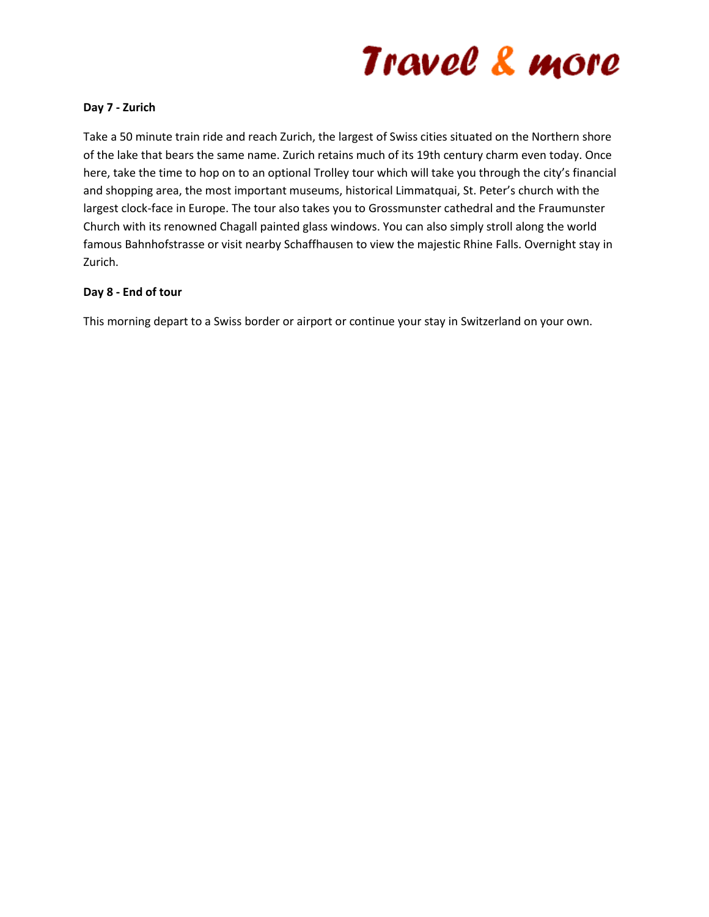**Day 7 - Zurich**

Take a 50 minute train ride and reach Zurich, the largest of Swiss cities situated on the Northern shore of the lake that bears the same name. Zurich retains much of its 19th century charm even today. Once here, take the time to hop on to an optional Trolley tour which will take you through the city's financial and shopping area, the most important museums, historical Limmatquai, St. Peter's church with the largest clock-face in Europe. The tour also takes you to Grossmunster cathedral and the Fraumunster Church with its renowned Chagall painted glass windows. You can also simply stroll along the world famous Bahnhofstrasse or visit nearby Schaffhausen to view the majestic Rhine Falls. Overnight stay in Zurich.

**Day 8 - End of tour**

This morning depart to a Swiss border or airport or continue your stay in Switzerland on your own.